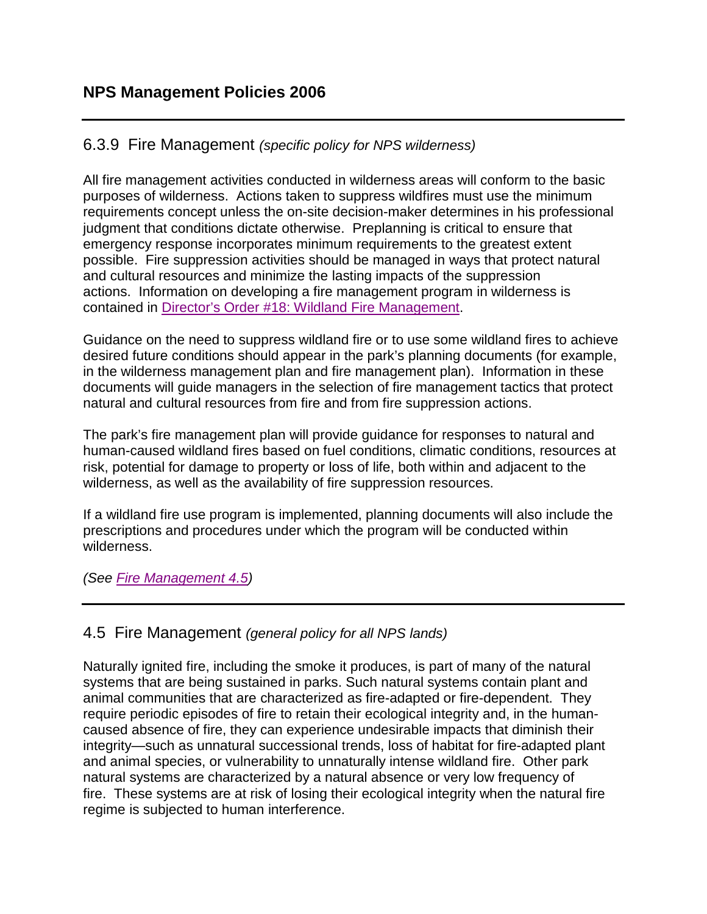# NPS Management Policies 2006

---

## 6.3.9 Fire Management *(specific policy for NPS wilderness)*

All fire management activities conducted in wilderness areas will conform to the basic purposes of wilderness. Actions taken to suppress wildfires must use the minimum requirements concept unless the on-site decision-maker determines in his professional judgment that conditions dictate otherwise. Preplanning is critical to ensure that emergency response incorporates minimum requirements to the greatest extent possible. Fire suppression activities should be managed in ways that protect natural and cultural resources and minimize the lasting impacts of the suppression actions. Information on developing a fire management program in wilderness is contained in Director's Order #18: Wildland Fire Management.

Guidance on the need to suppress wildland fire or to use some wildland fires to achieve desired future conditions should appear in the park's planning documents (for example, in the wilderness management plan and fire management plan). Information in these documents will guide managers in the selection of fire management tactics that protect natural and cultural resources from fire and from fire suppression actions.

The park's fire management plan will provide guidance for responses to natural and human-caused wildland fires based on fuel conditions, climatic conditions, resources at risk, potential for damage to property or loss of life, both within and adjacent to the wilderness, as well as the availability of fire suppression resources.

If a wildland fire use program is implemented, planning documents will also include the prescriptions and procedures under which the program will be conducted within wilderness.

*(See Fire Management 4.5)*

---

## 4.5 Fire Management *(general policy for all NPS lands)*

Naturally ignited fire, including the smoke it produces, is part of many of the natural systems that are being sustained in parks. Such natural systems contain plant and animal communities that are characterized as fire-adapted or fire-dependent. They require periodic episodes of fire to retain their ecological integrity and, in the human-caused absence of fire, they can experience undesirable impacts that diminish their integrity—such as unnatural successional trends, loss of habitat for fire-adapted plant and animal species, or vulnerability to unnaturally intense wildland fire. Other park natural systems are characterized by a natural absence or very low frequency of fire. These systems are at risk of losing their ecological integrity when the natural fire regime is subjected to human interference.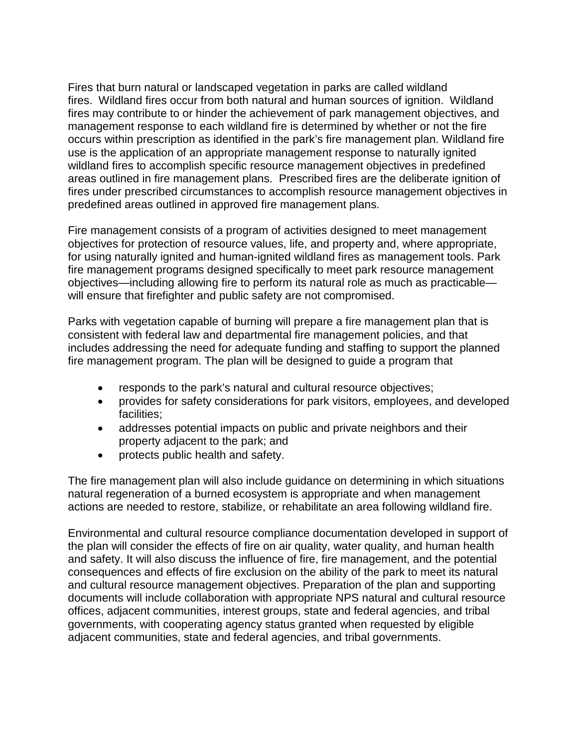Fires that burn natural or landscaped vegetation in parks are called wildland fires. Wildland fires occur from both natural and human sources of ignition. Wildland fires may contribute to or hinder the achievement of park management objectives, and management response to each wildland fire is determined by whether or not the fire occurs within prescription as identified in the park's fire management plan. Wildland fire use is the application of an appropriate management response to naturally ignited wildland fires to accomplish specific resource management objectives in predefined areas outlined in fire management plans. Prescribed fires are the deliberate ignition of fires under prescribed circumstances to accomplish resource management objectives in predefined areas outlined in approved fire management plans.

Fire management consists of a program of activities designed to meet management objectives for protection of resource values, life, and property and, where appropriate, for using naturally ignited and human-ignited wildland fires as management tools. Park fire management programs designed specifically to meet park resource management objectives—including allowing fire to perform its natural role as much as practicable—will ensure that firefighter and public safety are not compromised.

Parks with vegetation capable of burning will prepare a fire management plan that is consistent with federal law and departmental fire management policies, and that includes addressing the need for adequate funding and staffing to support the planned fire management program. The plan will be designed to guide a program that

- responds to the park's natural and cultural resource objectives;
- provides for safety considerations for park visitors, employees, and developed facilities;
- addresses potential impacts on public and private neighbors and their property adjacent to the park; and
- protects public health and safety.

The fire management plan will also include guidance on determining in which situations natural regeneration of a burned ecosystem is appropriate and when management actions are needed to restore, stabilize, or rehabilitate an area following wildland fire.

Environmental and cultural resource compliance documentation developed in support of the plan will consider the effects of fire on air quality, water quality, and human health and safety. It will also discuss the influence of fire, fire management, and the potential consequences and effects of fire exclusion on the ability of the park to meet its natural and cultural resource management objectives. Preparation of the plan and supporting documents will include collaboration with appropriate NPS natural and cultural resource offices, adjacent communities, interest groups, state and federal agencies, and tribal governments, with cooperating agency status granted when requested by eligible adjacent communities, state and federal agencies, and tribal governments.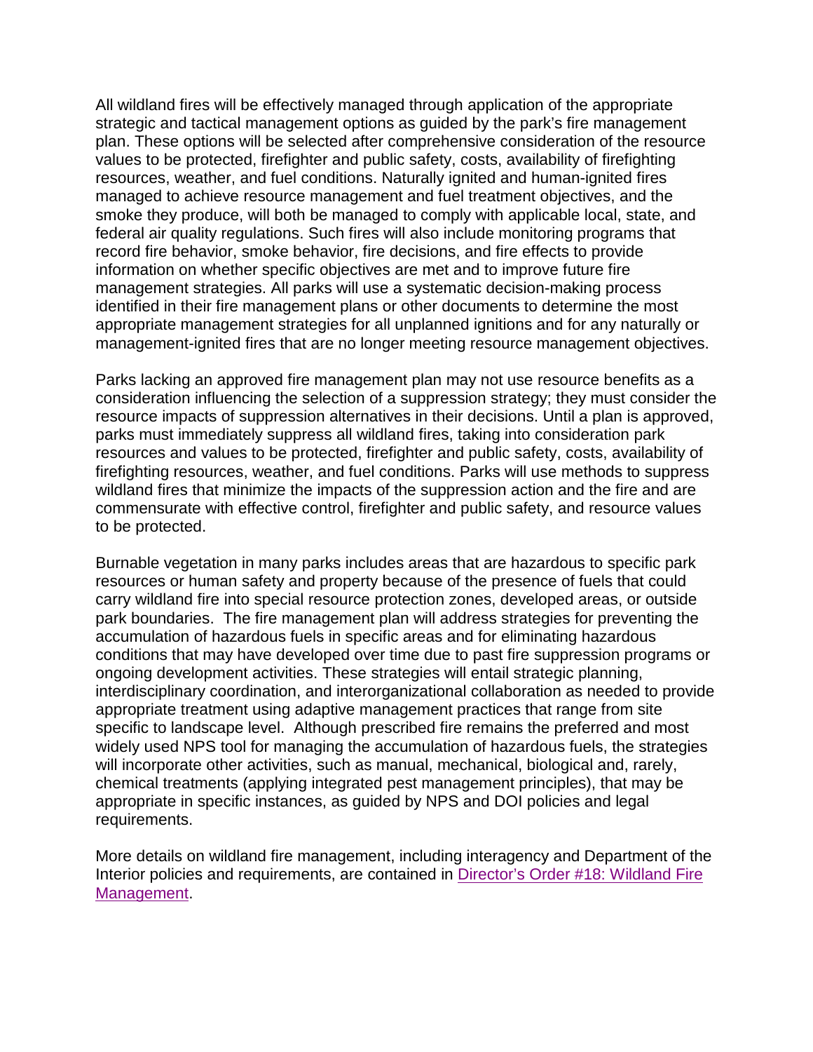All wildland fires will be effectively managed through application of the appropriate strategic and tactical management options as guided by the park's fire management plan. These options will be selected after comprehensive consideration of the resource values to be protected, firefighter and public safety, costs, availability of firefighting resources, weather, and fuel conditions. Naturally ignited and human-ignited fires managed to achieve resource management and fuel treatment objectives, and the smoke they produce, will both be managed to comply with applicable local, state, and federal air quality regulations. Such fires will also include monitoring programs that record fire behavior, smoke behavior, fire decisions, and fire effects to provide information on whether specific objectives are met and to improve future fire management strategies. All parks will use a systematic decision-making process identified in their fire management plans or other documents to determine the most appropriate management strategies for all unplanned ignitions and for any naturally or management-ignited fires that are no longer meeting resource management objectives.

Parks lacking an approved fire management plan may not use resource benefits as a consideration influencing the selection of a suppression strategy; they must consider the resource impacts of suppression alternatives in their decisions. Until a plan is approved, parks must immediately suppress all wildland fires, taking into consideration park resources and values to be protected, firefighter and public safety, costs, availability of firefighting resources, weather, and fuel conditions. Parks will use methods to suppress wildland fires that minimize the impacts of the suppression action and the fire and are commensurate with effective control, firefighter and public safety, and resource values to be protected.

Burnable vegetation in many parks includes areas that are hazardous to specific park resources or human safety and property because of the presence of fuels that could carry wildland fire into special resource protection zones, developed areas, or outside park boundaries. The fire management plan will address strategies for preventing the accumulation of hazardous fuels in specific areas and for eliminating hazardous conditions that may have developed over time due to past fire suppression programs or ongoing development activities. These strategies will entail strategic planning, interdisciplinary coordination, and interorganizational collaboration as needed to provide appropriate treatment using adaptive management practices that range from site specific to landscape level. Although prescribed fire remains the preferred and most widely used NPS tool for managing the accumulation of hazardous fuels, the strategies will incorporate other activities, such as manual, mechanical, biological and, rarely, chemical treatments (applying integrated pest management principles), that may be appropriate in specific instances, as guided by NPS and DOI policies and legal requirements.

More details on wildland fire management, including interagency and Department of the Interior policies and requirements, are contained in [Director's Order #18: Wildland Fire Management].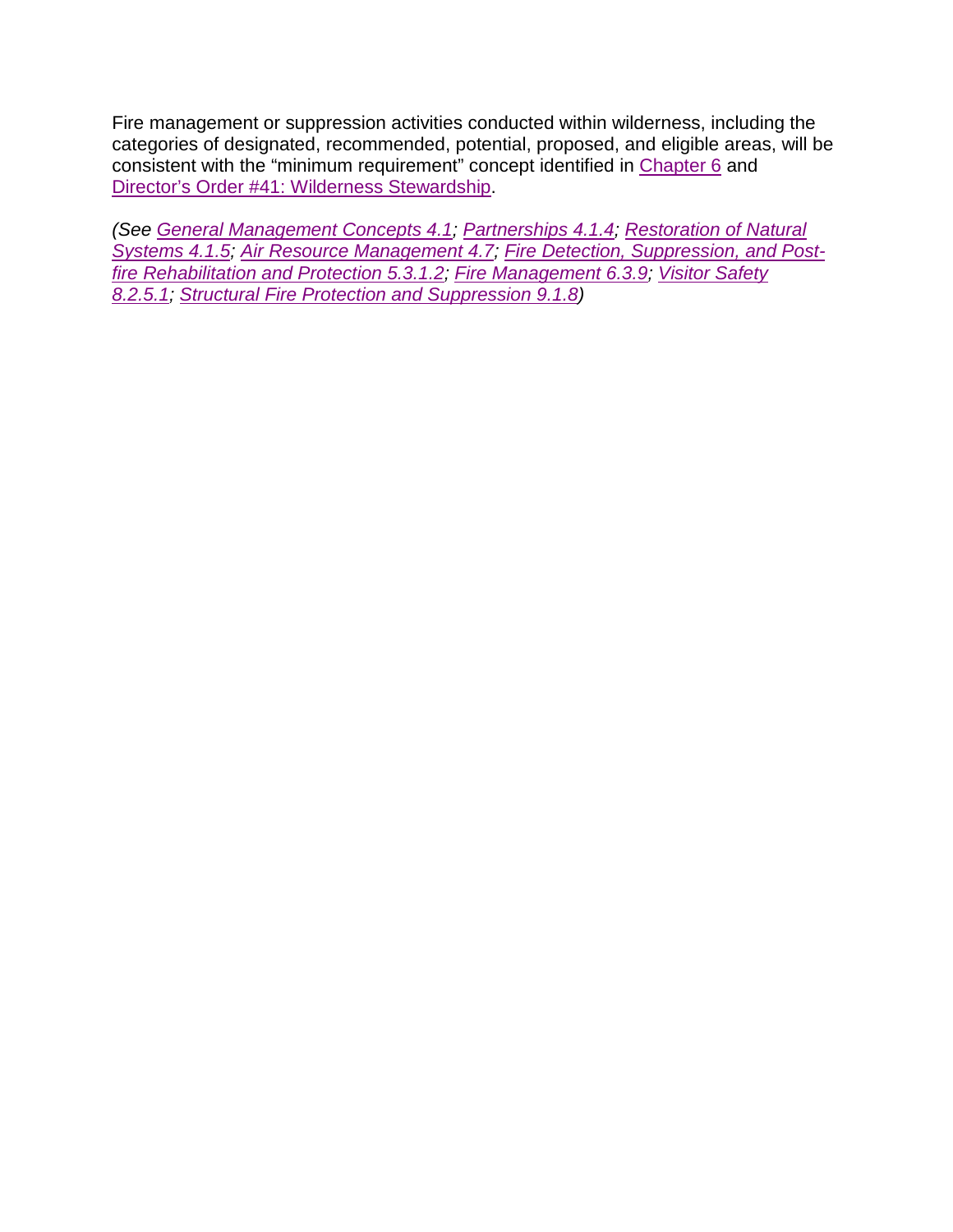Fire management or suppression activities conducted within wilderness, including the categories of designated, recommended, potential, proposed, and eligible areas, will be consistent with the “minimum requirement” concept identified in Chapter 6 and Director’s Order #41: Wilderness Stewardship.

*(See General Management Concepts 4.1; Partnerships 4.1.4; Restoration of Natural Systems 4.1.5; Air Resource Management 4.7; Fire Detection, Suppression, and Post-fire Rehabilitation and Protection 5.3.1.2; Fire Management 6.3.9; Visitor Safety 8.2.5.1; Structural Fire Protection and Suppression 9.1.8)*